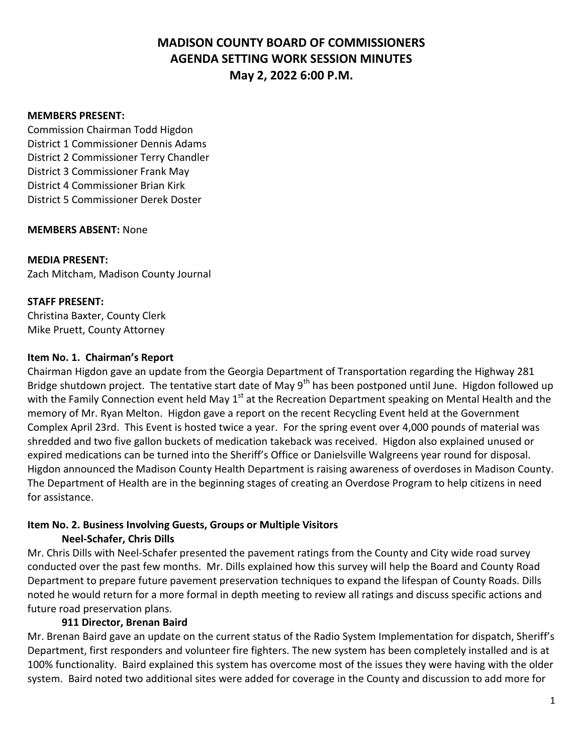# MADISON COUNTY BOARD OF COMMISSIONERS
# AGENDA SETTING WORK SESSION MINUTES
# May 2, 2022 6:00 P.M.

**MEMBERS PRESENT:**
Commission Chairman Todd Higdon
District 1 Commissioner Dennis Adams
District 2 Commissioner Terry Chandler
District 3 Commissioner Frank May
District 4 Commissioner Brian Kirk
District 5 Commissioner Derek Doster

**MEMBERS ABSENT:** None

**MEDIA PRESENT:**
Zach Mitcham, Madison County Journal

**STAFF PRESENT:**
Christina Baxter, County Clerk
Mike Pruett, County Attorney

**Item No. 1. Chairman's Report**

Chairman Higdon gave an update from the Georgia Department of Transportation regarding the Highway 281 Bridge shutdown project. The tentative start date of May 9th has been postponed until June. Higdon followed up with the Family Connection event held May 1st at the Recreation Department speaking on Mental Health and the memory of Mr. Ryan Melton. Higdon gave a report on the recent Recycling Event held at the Government Complex April 23rd. This Event is hosted twice a year. For the spring event over 4,000 pounds of material was shredded and two five gallon buckets of medication takeback was received. Higdon also explained unused or expired medications can be turned into the Sheriff's Office or Danielsville Walgreens year round for disposal. Higdon announced the Madison County Health Department is raising awareness of overdoses in Madison County. The Department of Health are in the beginning stages of creating an Overdose Program to help citizens in need for assistance.

**Item No. 2. Business Involving Guests, Groups or Multiple Visitors**

**Neel-Schafer, Chris Dills**

Mr. Chris Dills with Neel-Schafer presented the pavement ratings from the County and City wide road survey conducted over the past few months. Mr. Dills explained how this survey will help the Board and County Road Department to prepare future pavement preservation techniques to expand the lifespan of County Roads. Dills noted he would return for a more formal in depth meeting to review all ratings and discuss specific actions and future road preservation plans.

**911 Director, Brenan Baird**

Mr. Brenan Baird gave an update on the current status of the Radio System Implementation for dispatch, Sheriff's Department, first responders and volunteer fire fighters. The new system has been completely installed and is at 100% functionality. Baird explained this system has overcome most of the issues they were having with the older system. Baird noted two additional sites were added for coverage in the County and discussion to add more for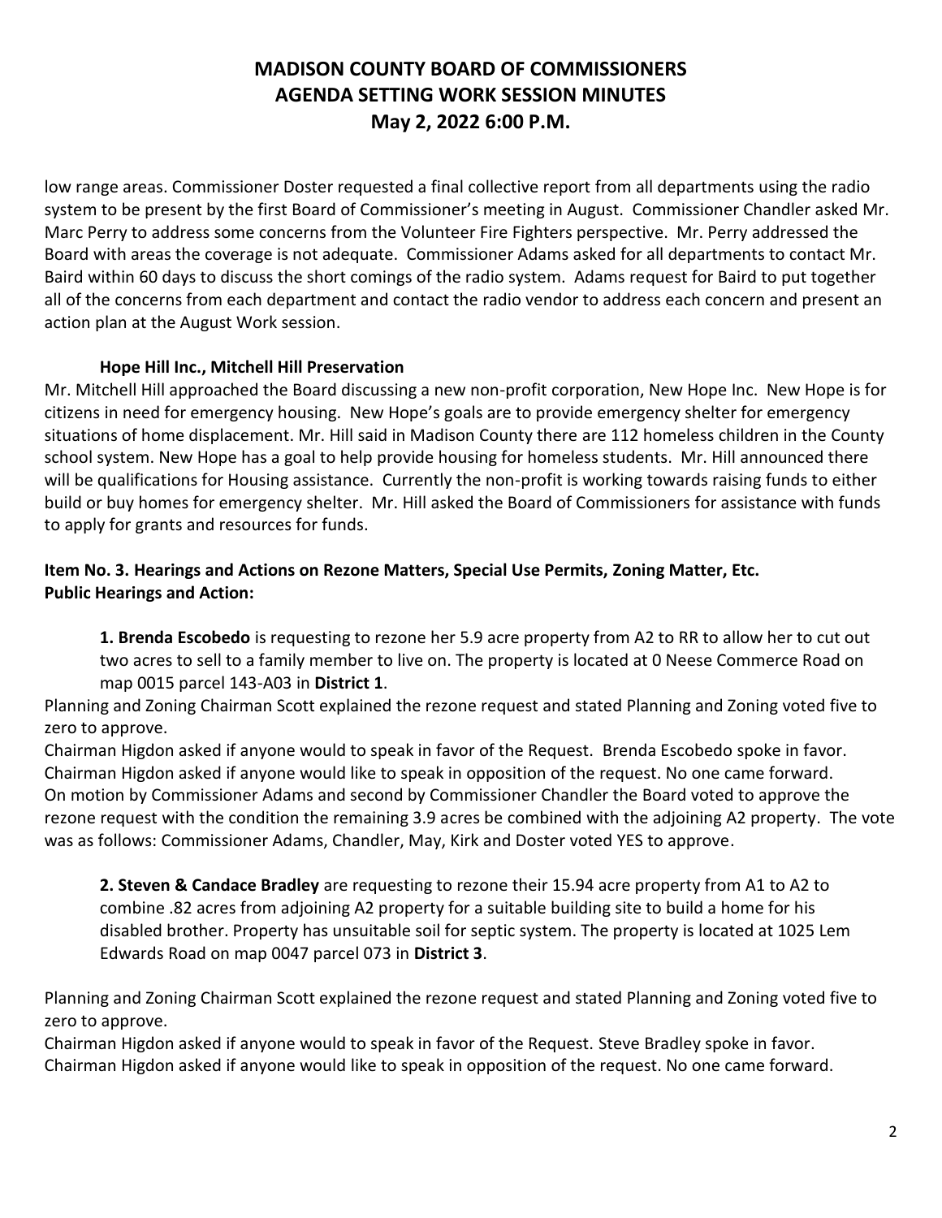low range areas. Commissioner Doster requested a final collective report from all departments using the radio system to be present by the first Board of Commissioner's meeting in August. Commissioner Chandler asked Mr. Marc Perry to address some concerns from the Volunteer Fire Fighters perspective. Mr. Perry addressed the Board with areas the coverage is not adequate. Commissioner Adams asked for all departments to contact Mr. Baird within 60 days to discuss the short comings of the radio system. Adams request for Baird to put together all of the concerns from each department and contact the radio vendor to address each concern and present an action plan at the August Work session.

**Hope Hill Inc., Mitchell Hill Preservation**

Mr. Mitchell Hill approached the Board discussing a new non-profit corporation, New Hope Inc. New Hope is for citizens in need for emergency housing. New Hope's goals are to provide emergency shelter for emergency situations of home displacement. Mr. Hill said in Madison County there are 112 homeless children in the County school system. New Hope has a goal to help provide housing for homeless students. Mr. Hill announced there will be qualifications for Housing assistance. Currently the non-profit is working towards raising funds to either build or buy homes for emergency shelter. Mr. Hill asked the Board of Commissioners for assistance with funds to apply for grants and resources for funds.

**Item No. 3. Hearings and Actions on Rezone Matters, Special Use Permits, Zoning Matter, Etc.**
**Public Hearings and Action:**

**1. Brenda Escobedo** is requesting to rezone her 5.9 acre property from A2 to RR to allow her to cut out two acres to sell to a family member to live on. The property is located at 0 Neese Commerce Road on map 0015 parcel 143-A03 in **District 1**.

Planning and Zoning Chairman Scott explained the rezone request and stated Planning and Zoning voted five to zero to approve.
Chairman Higdon asked if anyone would to speak in favor of the Request. Brenda Escobedo spoke in favor.
Chairman Higdon asked if anyone would like to speak in opposition of the request. No one came forward.
On motion by Commissioner Adams and second by Commissioner Chandler the Board voted to approve the rezone request with the condition the remaining 3.9 acres be combined with the adjoining A2 property. The vote was as follows: Commissioner Adams, Chandler, May, Kirk and Doster voted YES to approve.

**2. Steven & Candace Bradley** are requesting to rezone their 15.94 acre property from A1 to A2 to combine .82 acres from adjoining A2 property for a suitable building site to build a home for his disabled brother. Property has unsuitable soil for septic system. The property is located at 1025 Lem Edwards Road on map 0047 parcel 073 in **District 3**.

Planning and Zoning Chairman Scott explained the rezone request and stated Planning and Zoning voted five to zero to approve.
Chairman Higdon asked if anyone would to speak in favor of the Request. Steve Bradley spoke in favor.
Chairman Higdon asked if anyone would like to speak in opposition of the request. No one came forward.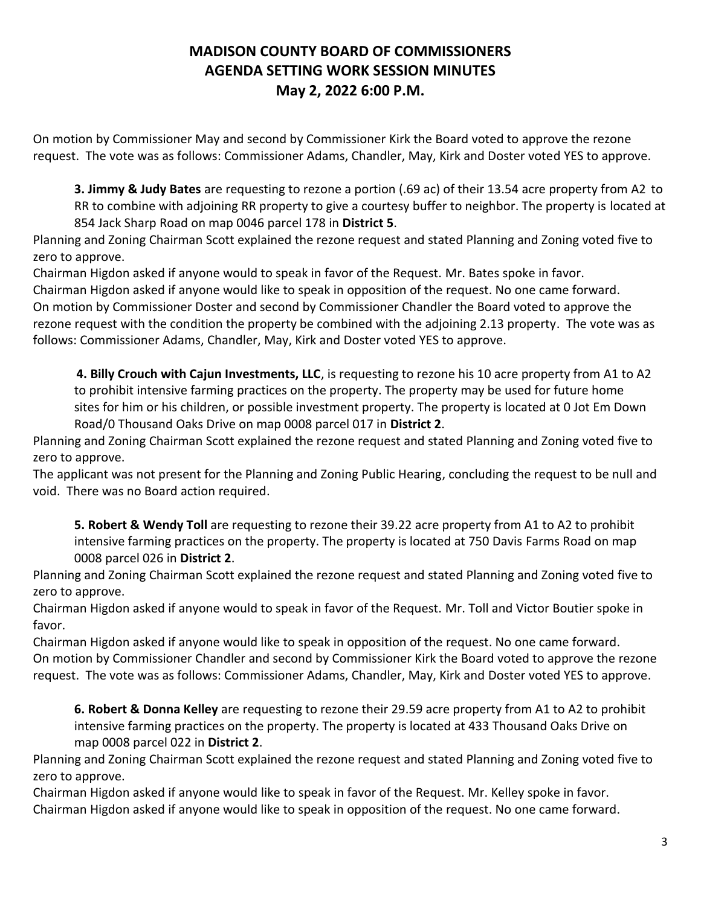# MADISON COUNTY BOARD OF COMMISSIONERS AGENDA SETTING WORK SESSION MINUTES May 2, 2022 6:00 P.M.

On motion by Commissioner May and second by Commissioner Kirk the Board voted to approve the rezone request. The vote was as follows: Commissioner Adams, Chandler, May, Kirk and Doster voted YES to approve.

**3. Jimmy & Judy Bates** are requesting to rezone a portion (.69 ac) of their 13.54 acre property from A2 to RR to combine with adjoining RR property to give a courtesy buffer to neighbor. The property is located at 854 Jack Sharp Road on map 0046 parcel 178 in **District 5**.

Planning and Zoning Chairman Scott explained the rezone request and stated Planning and Zoning voted five to zero to approve.

Chairman Higdon asked if anyone would to speak in favor of the Request. Mr. Bates spoke in favor.

Chairman Higdon asked if anyone would like to speak in opposition of the request. No one came forward.

On motion by Commissioner Doster and second by Commissioner Chandler the Board voted to approve the rezone request with the condition the property be combined with the adjoining 2.13 property. The vote was as follows: Commissioner Adams, Chandler, May, Kirk and Doster voted YES to approve.

**4. Billy Crouch with Cajun Investments, LLC**, is requesting to rezone his 10 acre property from A1 to A2 to prohibit intensive farming practices on the property. The property may be used for future home sites for him or his children, or possible investment property. The property is located at 0 Jot Em Down Road/0 Thousand Oaks Drive on map 0008 parcel 017 in **District 2**.

Planning and Zoning Chairman Scott explained the rezone request and stated Planning and Zoning voted five to zero to approve.

The applicant was not present for the Planning and Zoning Public Hearing, concluding the request to be null and void. There was no Board action required.

**5. Robert & Wendy Toll** are requesting to rezone their 39.22 acre property from A1 to A2 to prohibit intensive farming practices on the property. The property is located at 750 Davis Farms Road on map 0008 parcel 026 in **District 2**.

Planning and Zoning Chairman Scott explained the rezone request and stated Planning and Zoning voted five to zero to approve.

Chairman Higdon asked if anyone would to speak in favor of the Request. Mr. Toll and Victor Boutier spoke in favor.

Chairman Higdon asked if anyone would like to speak in opposition of the request. No one came forward.

On motion by Commissioner Chandler and second by Commissioner Kirk the Board voted to approve the rezone request. The vote was as follows: Commissioner Adams, Chandler, May, Kirk and Doster voted YES to approve.

**6. Robert & Donna Kelley** are requesting to rezone their 29.59 acre property from A1 to A2 to prohibit intensive farming practices on the property. The property is located at 433 Thousand Oaks Drive on map 0008 parcel 022 in **District 2**.

Planning and Zoning Chairman Scott explained the rezone request and stated Planning and Zoning voted five to zero to approve.

Chairman Higdon asked if anyone would like to speak in favor of the Request. Mr. Kelley spoke in favor.

Chairman Higdon asked if anyone would like to speak in opposition of the request. No one came forward.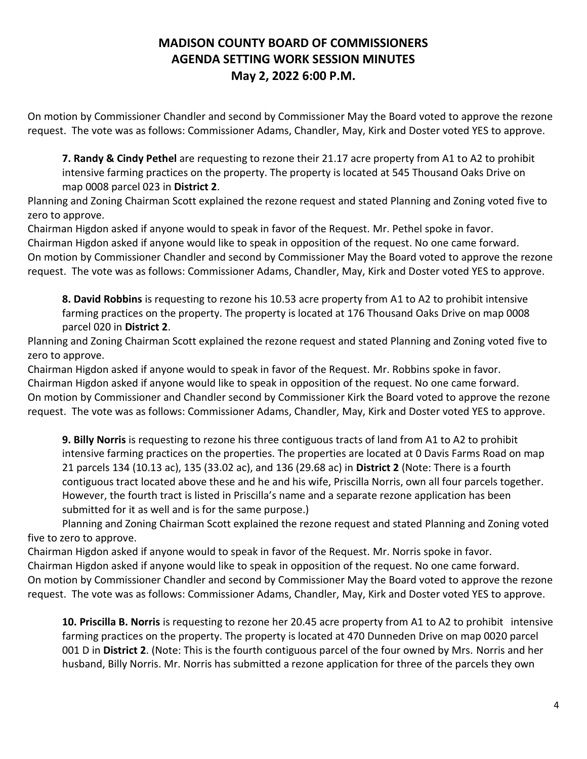# MADISON COUNTY BOARD OF COMMISSIONERS
# AGENDA SETTING WORK SESSION MINUTES
# May 2, 2022 6:00 P.M.

On motion by Commissioner Chandler and second by Commissioner May the Board voted to approve the rezone request. The vote was as follows: Commissioner Adams, Chandler, May, Kirk and Doster voted YES to approve.

**7. Randy & Cindy Pethel** are requesting to rezone their 21.17 acre property from A1 to A2 to prohibit intensive farming practices on the property. The property is located at 545 Thousand Oaks Drive on map 0008 parcel 023 in **District 2**.

Planning and Zoning Chairman Scott explained the rezone request and stated Planning and Zoning voted five to zero to approve.
Chairman Higdon asked if anyone would to speak in favor of the Request. Mr. Pethel spoke in favor.
Chairman Higdon asked if anyone would like to speak in opposition of the request. No one came forward.
On motion by Commissioner Chandler and second by Commissioner May the Board voted to approve the rezone request. The vote was as follows: Commissioner Adams, Chandler, May, Kirk and Doster voted YES to approve.

**8. David Robbins** is requesting to rezone his 10.53 acre property from A1 to A2 to prohibit intensive farming practices on the property. The property is located at 176 Thousand Oaks Drive on map 0008 parcel 020 in **District 2**.

Planning and Zoning Chairman Scott explained the rezone request and stated Planning and Zoning voted five to zero to approve.
Chairman Higdon asked if anyone would to speak in favor of the Request. Mr. Robbins spoke in favor.
Chairman Higdon asked if anyone would like to speak in opposition of the request. No one came forward.
On motion by Commissioner and Chandler second by Commissioner Kirk the Board voted to approve the rezone request. The vote was as follows: Commissioner Adams, Chandler, May, Kirk and Doster voted YES to approve.

**9. Billy Norris** is requesting to rezone his three contiguous tracts of land from A1 to A2 to prohibit intensive farming practices on the properties. The properties are located at 0 Davis Farms Road on map 21 parcels 134 (10.13 ac), 135 (33.02 ac), and 136 (29.68 ac) in **District 2** (Note: There is a fourth contiguous tract located above these and he and his wife, Priscilla Norris, own all four parcels together. However, the fourth tract is listed in Priscilla's name and a separate rezone application has been submitted for it as well and is for the same purpose.)

Planning and Zoning Chairman Scott explained the rezone request and stated Planning and Zoning voted five to zero to approve.
Chairman Higdon asked if anyone would to speak in favor of the Request. Mr. Norris spoke in favor.
Chairman Higdon asked if anyone would like to speak in opposition of the request. No one came forward.
On motion by Commissioner Chandler and second by Commissioner May the Board voted to approve the rezone request. The vote was as follows: Commissioner Adams, Chandler, May, Kirk and Doster voted YES to approve.

**10. Priscilla B. Norris** is requesting to rezone her 20.45 acre property from A1 to A2 to prohibit intensive farming practices on the property. The property is located at 470 Dunneden Drive on map 0020 parcel 001 D in **District 2**. (Note: This is the fourth contiguous parcel of the four owned by Mrs. Norris and her husband, Billy Norris. Mr. Norris has submitted a rezone application for three of the parcels they own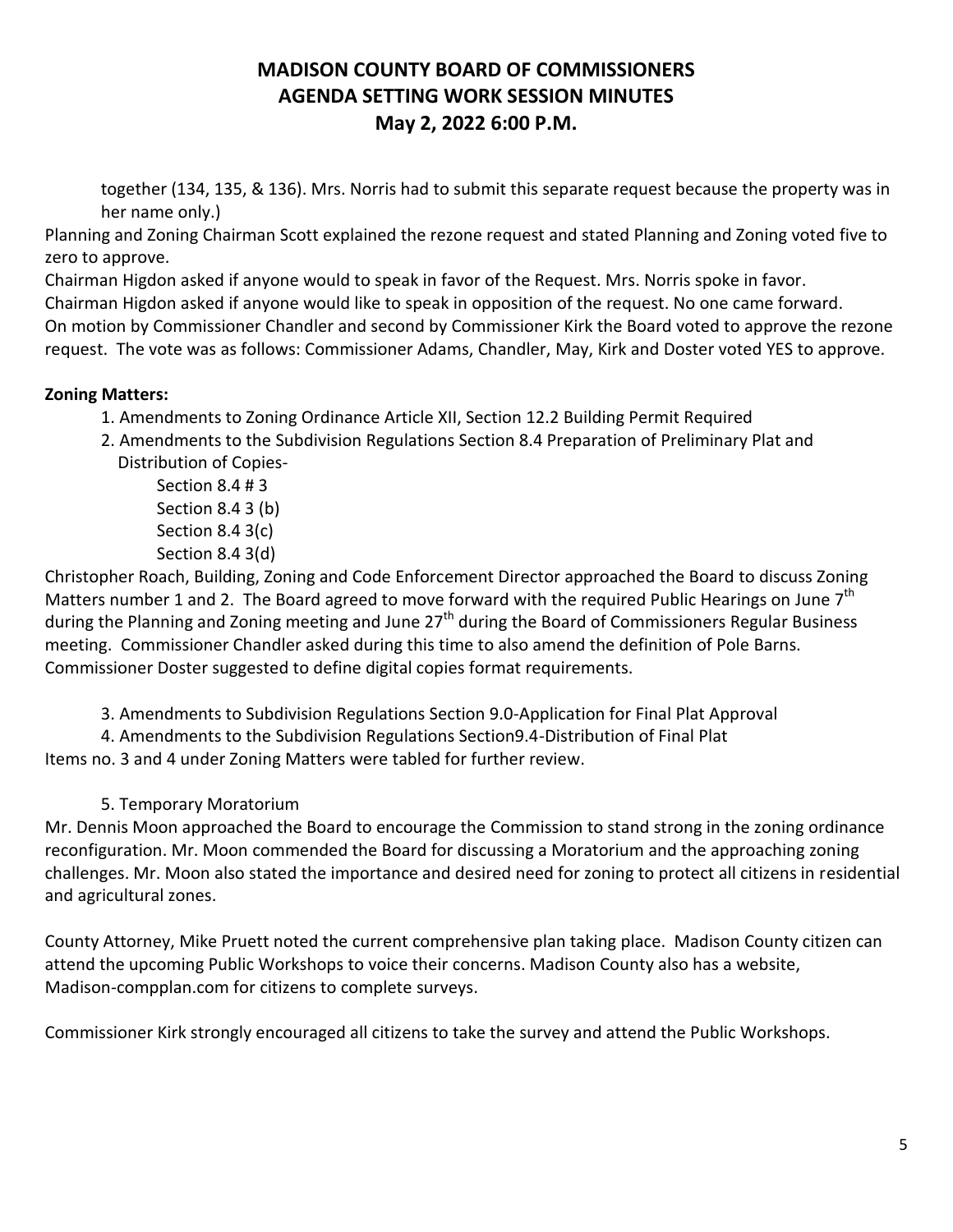together (134, 135, & 136). Mrs. Norris had to submit this separate request because the property was in her name only.)

Planning and Zoning Chairman Scott explained the rezone request and stated Planning and Zoning voted five to zero to approve.

Chairman Higdon asked if anyone would to speak in favor of the Request. Mrs. Norris spoke in favor.

Chairman Higdon asked if anyone would like to speak in opposition of the request. No one came forward.

On motion by Commissioner Chandler and second by Commissioner Kirk the Board voted to approve the rezone request. The vote was as follows: Commissioner Adams, Chandler, May, Kirk and Doster voted YES to approve.

**Zoning Matters:**

1. Amendments to Zoning Ordinance Article XII, Section 12.2 Building Permit Required
2. Amendments to the Subdivision Regulations Section 8.4 Preparation of Preliminary Plat and Distribution of Copies-
   - Section 8.4 # 3
   - Section 8.4 3 (b)
   - Section 8.4 3(c)
   - Section 8.4 3(d)

Christopher Roach, Building, Zoning and Code Enforcement Director approached the Board to discuss Zoning Matters number 1 and 2. The Board agreed to move forward with the required Public Hearings on June 7th during the Planning and Zoning meeting and June 27th during the Board of Commissioners Regular Business meeting. Commissioner Chandler asked during this time to also amend the definition of Pole Barns. Commissioner Doster suggested to define digital copies format requirements.

3. Amendments to Subdivision Regulations Section 9.0-Application for Final Plat Approval
4. Amendments to the Subdivision Regulations Section9.4-Distribution of Final Plat

Items no. 3 and 4 under Zoning Matters were tabled for further review.

5. Temporary Moratorium

Mr. Dennis Moon approached the Board to encourage the Commission to stand strong in the zoning ordinance reconfiguration. Mr. Moon commended the Board for discussing a Moratorium and the approaching zoning challenges. Mr. Moon also stated the importance and desired need for zoning to protect all citizens in residential and agricultural zones.

County Attorney, Mike Pruett noted the current comprehensive plan taking place. Madison County citizen can attend the upcoming Public Workshops to voice their concerns. Madison County also has a website, Madison-compplan.com for citizens to complete surveys.

Commissioner Kirk strongly encouraged all citizens to take the survey and attend the Public Workshops.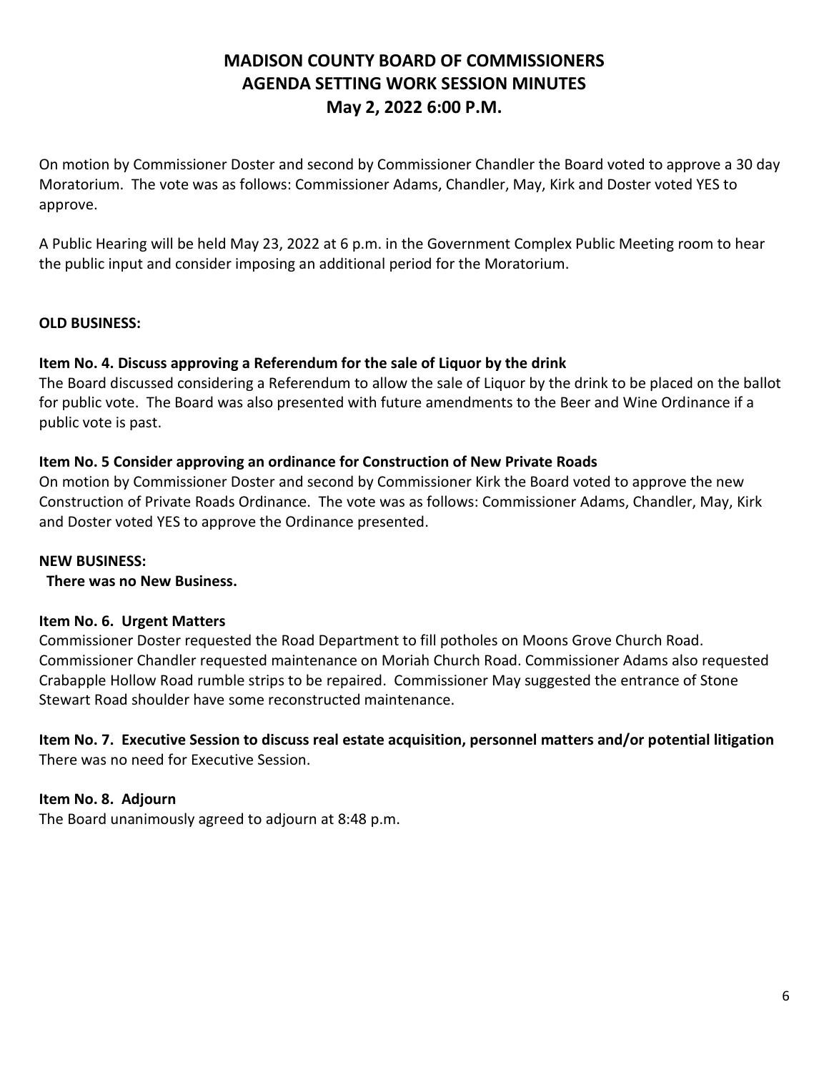# MADISON COUNTY BOARD OF COMMISSIONERS
# AGENDA SETTING WORK SESSION MINUTES
# May 2, 2022 6:00 P.M.

On motion by Commissioner Doster and second by Commissioner Chandler the Board voted to approve a 30 day Moratorium. The vote was as follows: Commissioner Adams, Chandler, May, Kirk and Doster voted YES to approve.

A Public Hearing will be held May 23, 2022 at 6 p.m. in the Government Complex Public Meeting room to hear the public input and consider imposing an additional period for the Moratorium.

**OLD BUSINESS:**

**Item No. 4. Discuss approving a Referendum for the sale of Liquor by the drink**
The Board discussed considering a Referendum to allow the sale of Liquor by the drink to be placed on the ballot for public vote. The Board was also presented with future amendments to the Beer and Wine Ordinance if a public vote is past.

**Item No. 5 Consider approving an ordinance for Construction of New Private Roads**
On motion by Commissioner Doster and second by Commissioner Kirk the Board voted to approve the new Construction of Private Roads Ordinance. The vote was as follows: Commissioner Adams, Chandler, May, Kirk and Doster voted YES to approve the Ordinance presented.

**NEW BUSINESS:**
**There was no New Business.**

**Item No. 6. Urgent Matters**
Commissioner Doster requested the Road Department to fill potholes on Moons Grove Church Road. Commissioner Chandler requested maintenance on Moriah Church Road. Commissioner Adams also requested Crabapple Hollow Road rumble strips to be repaired. Commissioner May suggested the entrance of Stone Stewart Road shoulder have some reconstructed maintenance.

**Item No. 7. Executive Session to discuss real estate acquisition, personnel matters and/or potential litigation**
There was no need for Executive Session.

**Item No. 8. Adjourn**
The Board unanimously agreed to adjourn at 8:48 p.m.